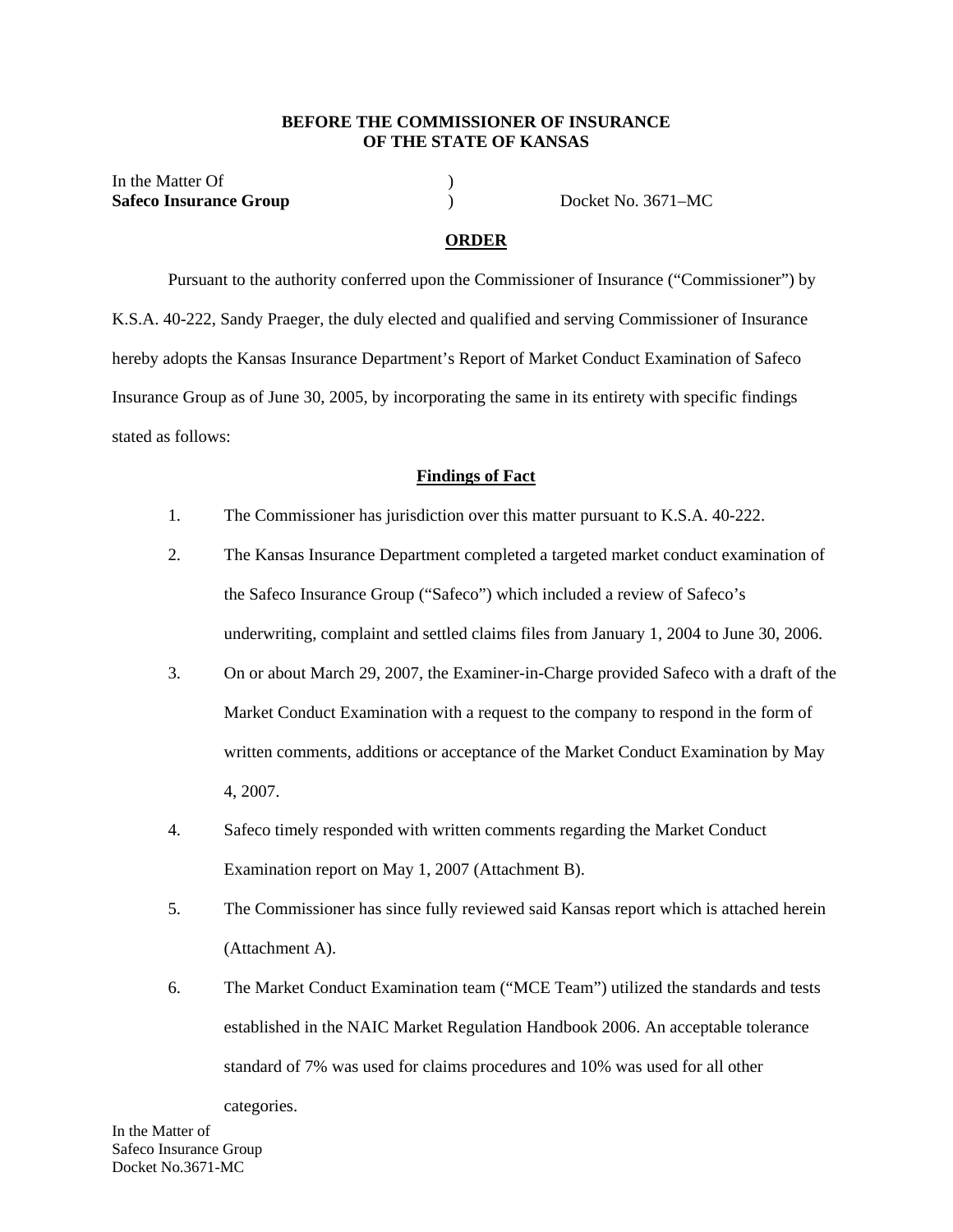**BEFORE THE COMMISSIONER OF INSURANCE**
**OF THE STATE OF KANSAS**

In the Matter Of )
**Safeco Insurance Group** ) Docket No. 3671–MC

## ORDER

Pursuant to the authority conferred upon the Commissioner of Insurance ("Commissioner") by K.S.A. 40-222, Sandy Praeger, the duly elected and qualified and serving Commissioner of Insurance hereby adopts the Kansas Insurance Department's Report of Market Conduct Examination of Safeco Insurance Group as of June 30, 2005, by incorporating the same in its entirety with specific findings stated as follows:

### Findings of Fact

1. The Commissioner has jurisdiction over this matter pursuant to K.S.A. 40-222.

2. The Kansas Insurance Department completed a targeted market conduct examination of the Safeco Insurance Group ("Safeco") which included a review of Safeco's underwriting, complaint and settled claims files from January 1, 2004 to June 30, 2006.

3. On or about March 29, 2007, the Examiner-in-Charge provided Safeco with a draft of the Market Conduct Examination with a request to the company to respond in the form of written comments, additions or acceptance of the Market Conduct Examination by May 4, 2007.

4. Safeco timely responded with written comments regarding the Market Conduct Examination report on May 1, 2007 (Attachment B).

5. The Commissioner has since fully reviewed said Kansas report which is attached herein (Attachment A).

6. The Market Conduct Examination team ("MCE Team") utilized the standards and tests established in the NAIC Market Regulation Handbook 2006. An acceptable tolerance standard of 7% was used for claims procedures and 10% was used for all other categories.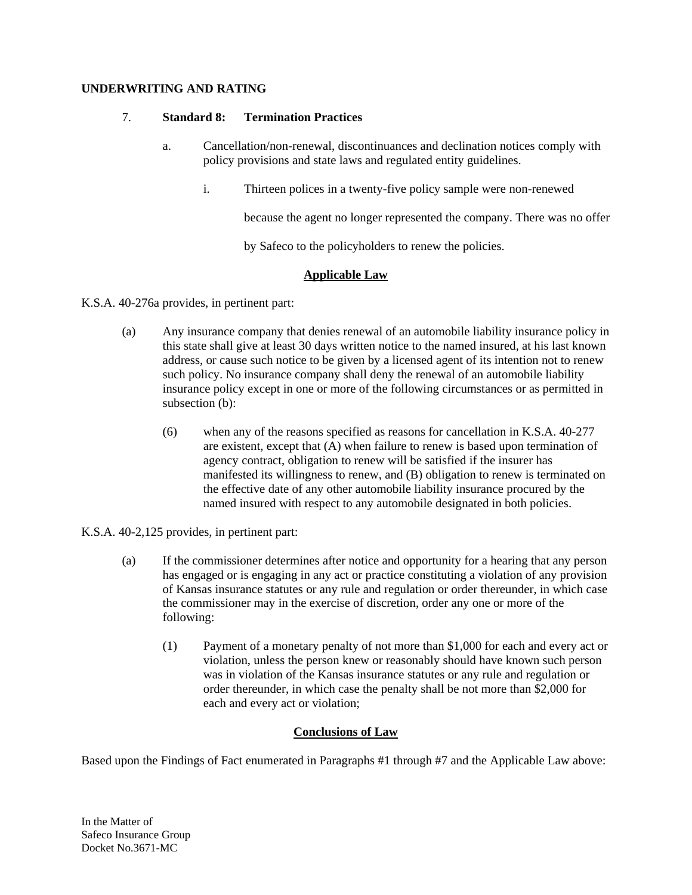**UNDERWRITING AND RATING**

7. **Standard 8: Termination Practices**

   a. Cancellation/non-renewal, discontinuances and declination notices comply with policy provisions and state laws and regulated entity guidelines.

      i. Thirteen polices in a twenty-five policy sample were non-renewed because the agent no longer represented the company. There was no offer by Safeco to the policyholders to renew the policies.

## Applicable Law

K.S.A. 40-276a provides, in pertinent part:

(a) Any insurance company that denies renewal of an automobile liability insurance policy in this state shall give at least 30 days written notice to the named insured, at his last known address, or cause such notice to be given by a licensed agent of its intention not to renew such policy. No insurance company shall deny the renewal of an automobile liability insurance policy except in one or more of the following circumstances or as permitted in subsection (b):

   (6) when any of the reasons specified as reasons for cancellation in K.S.A. 40-277 are existent, except that (A) when failure to renew is based upon termination of agency contract, obligation to renew will be satisfied if the insurer has manifested its willingness to renew, and (B) obligation to renew is terminated on the effective date of any other automobile liability insurance procured by the named insured with respect to any automobile designated in both policies.

K.S.A. 40-2,125 provides, in pertinent part:

(a) If the commissioner determines after notice and opportunity for a hearing that any person has engaged or is engaging in any act or practice constituting a violation of any provision of Kansas insurance statutes or any rule and regulation or order thereunder, in which case the commissioner may in the exercise of discretion, order any one or more of the following:

   (1) Payment of a monetary penalty of not more than $1,000 for each and every act or violation, unless the person knew or reasonably should have known such person was in violation of the Kansas insurance statutes or any rule and regulation or order thereunder, in which case the penalty shall be not more than $2,000 for each and every act or violation;

## Conclusions of Law

Based upon the Findings of Fact enumerated in Paragraphs #1 through #7 and the Applicable Law above: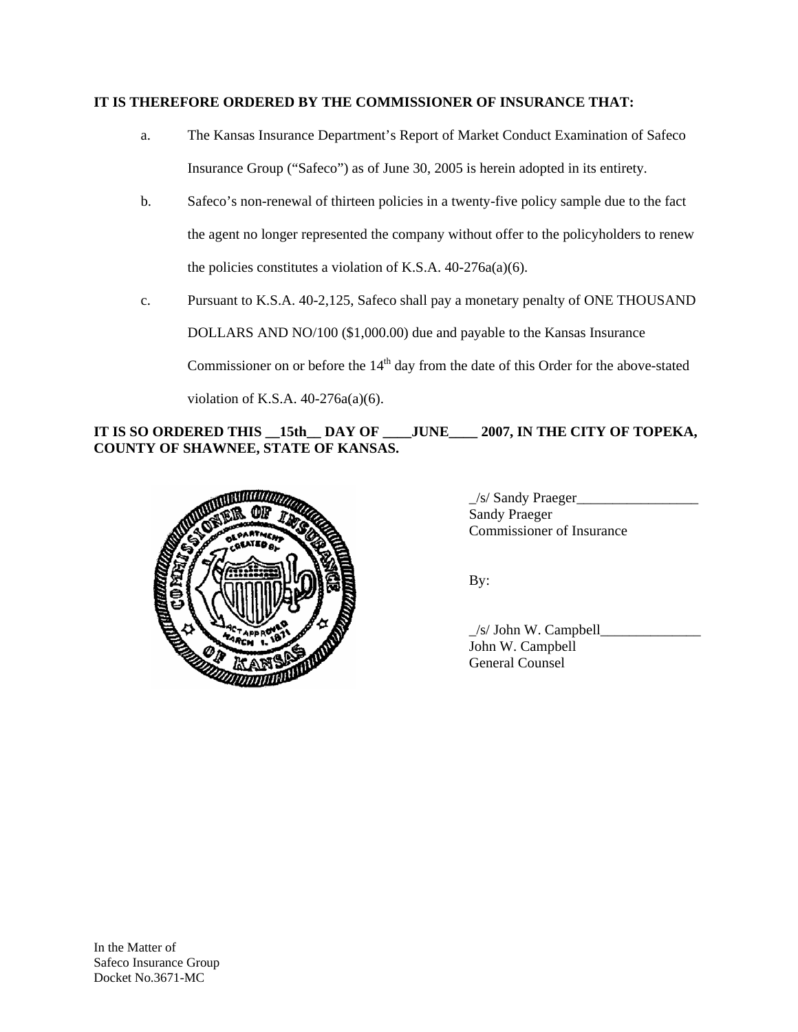**IT IS THEREFORE ORDERED BY THE COMMISSIONER OF INSURANCE THAT:**

a. The Kansas Insurance Department's Report of Market Conduct Examination of Safeco Insurance Group ("Safeco") as of June 30, 2005 is herein adopted in its entirety.

b. Safeco's non-renewal of thirteen policies in a twenty-five policy sample due to the fact the agent no longer represented the company without offer to the policyholders to renew the policies constitutes a violation of K.S.A. 40-276a(a)(6).

c. Pursuant to K.S.A. 40-2,125, Safeco shall pay a monetary penalty of ONE THOUSAND DOLLARS AND NO/100 ($1,000.00) due and payable to the Kansas Insurance Commissioner on or before the 14th day from the date of this Order for the above-stated violation of K.S.A. 40-276a(a)(6).

**IT IS SO ORDERED THIS __15th__ DAY OF ____JUNE____ 2007, IN THE CITY OF TOPEKA, COUNTY OF SHAWNEE, STATE OF KANSAS.**

_/s/ Sandy Praeger_________________
Sandy Praeger
Commissioner of Insurance

By:

_/s/ John W. Campbell______________
John W. Campbell
General Counsel

In the Matter of
Safeco Insurance Group
Docket No.3671-MC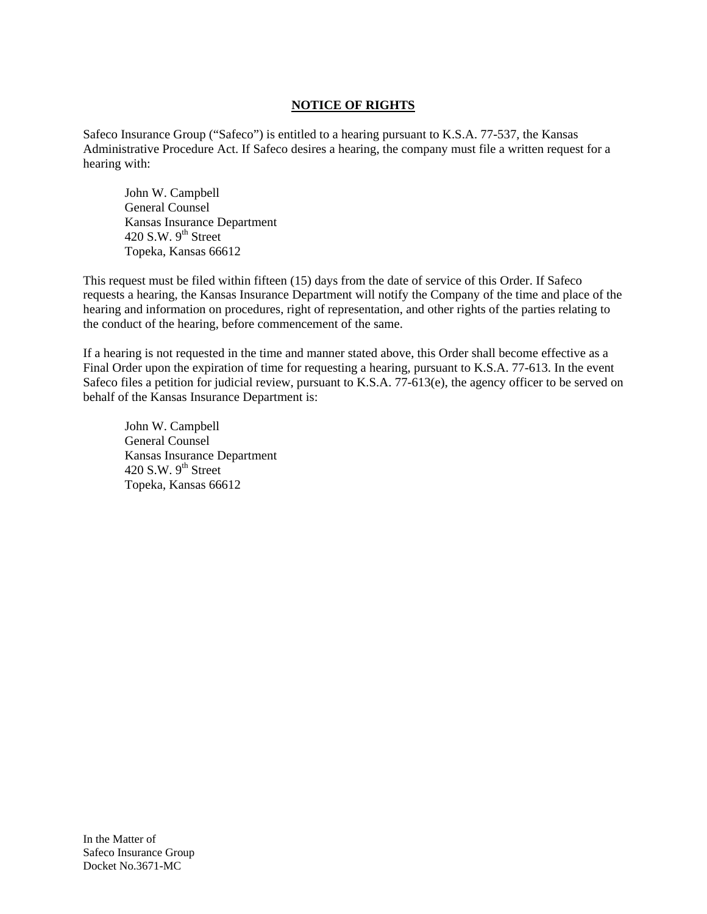## NOTICE OF RIGHTS

Safeco Insurance Group ("Safeco") is entitled to a hearing pursuant to K.S.A. 77-537, the Kansas Administrative Procedure Act. If Safeco desires a hearing, the company must file a written request for a hearing with:

John W. Campbell  
General Counsel  
Kansas Insurance Department  
420 S.W. 9th Street  
Topeka, Kansas 66612

This request must be filed within fifteen (15) days from the date of service of this Order. If Safeco requests a hearing, the Kansas Insurance Department will notify the Company of the time and place of the hearing and information on procedures, right of representation, and other rights of the parties relating to the conduct of the hearing, before commencement of the same.

If a hearing is not requested in the time and manner stated above, this Order shall become effective as a Final Order upon the expiration of time for requesting a hearing, pursuant to K.S.A. 77-613. In the event Safeco files a petition for judicial review, pursuant to K.S.A. 77-613(e), the agency officer to be served on behalf of the Kansas Insurance Department is:

John W. Campbell  
General Counsel  
Kansas Insurance Department  
420 S.W. 9th Street  
Topeka, Kansas 66612

In the Matter of  
Safeco Insurance Group  
Docket No.3671-MC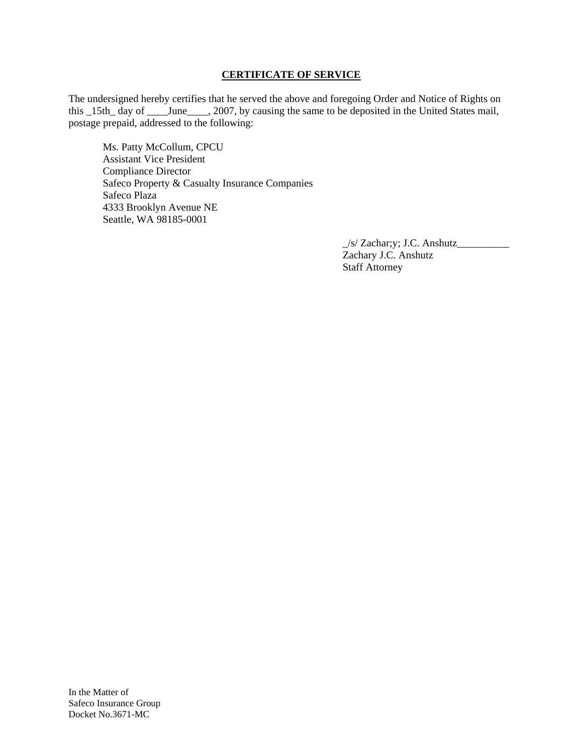**CERTIFICATE OF SERVICE**

The undersigned hereby certifies that he served the above and foregoing Order and Notice of Rights on this _15th_ day of ____June____, 2007, by causing the same to be deposited in the United States mail, postage prepaid, addressed to the following:

Ms. Patty McCollum, CPCU
Assistant Vice President
Compliance Director
Safeco Property & Casualty Insurance Companies
Safeco Plaza
4333 Brooklyn Avenue NE
Seattle, WA 98185-0001

_/s/ Zachar;y; J.C. Anshutz__________
Zachary J.C. Anshutz
Staff Attorney

In the Matter of
Safeco Insurance Group
Docket No.3671-MC